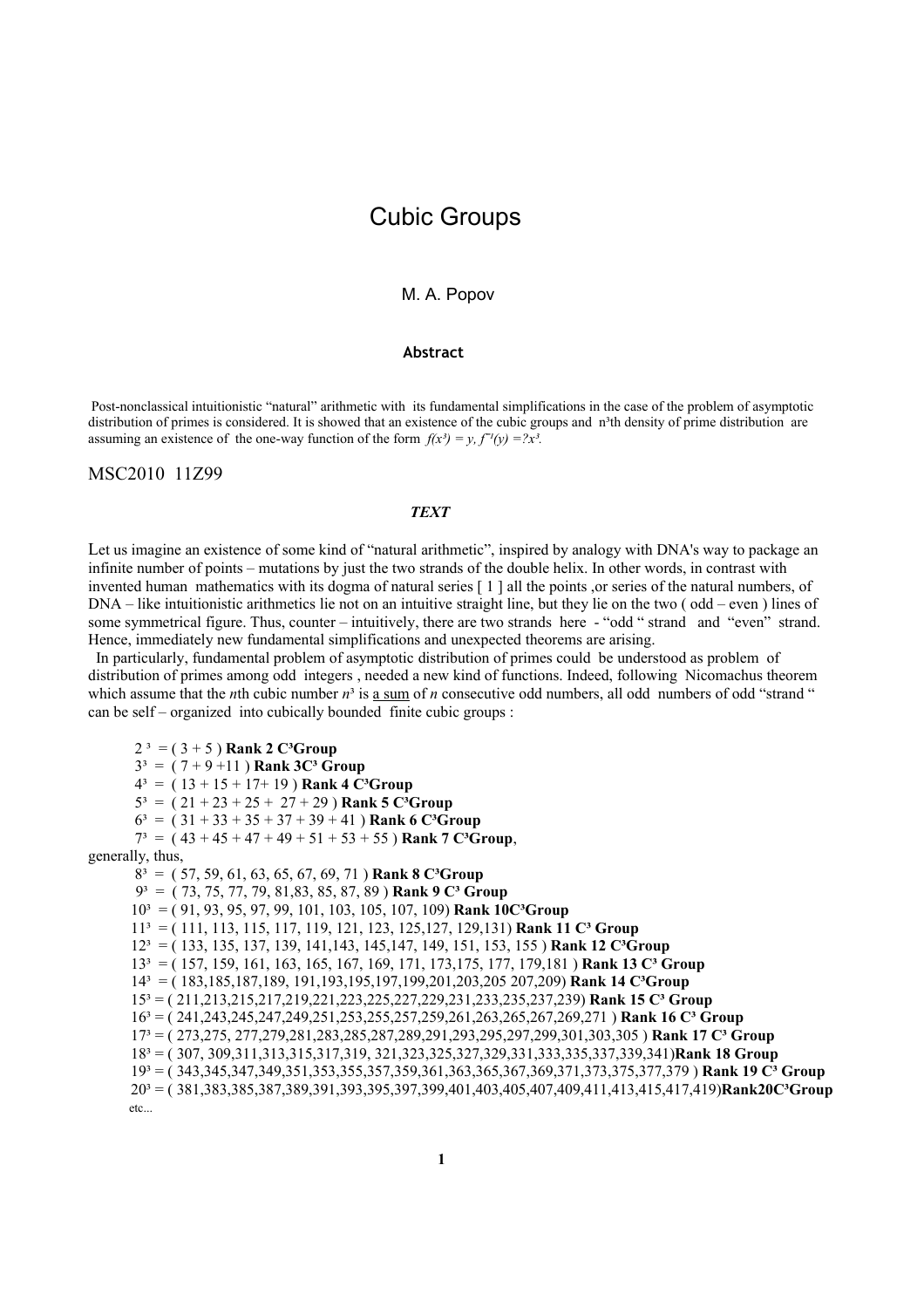# Cubic Groups

M. A. Popov

### Abstract

Post-nonclassical intuitionistic "natural" arithmetic with its fundamental simplifications in the case of the problem of asymptotic distribution of primes is considered. It is showed that an existence of the cubic groups and $n^3$th density of prime distribution are assuming an existence of the one-way function of the form $f(x^3) = y, f^{-1}(y) = ?x^3$.

MSC2010 11Z99

### *TEXT*

Let us imagine an existence of some kind of "natural arithmetic", inspired by analogy with DNA's way to package an infinite number of points – mutations by just the two strands of the double helix. In other words, in contrast with invented human mathematics with its dogma of natural series [ 1 ] all the points ,or series of the natural numbers, of DNA – like intuitionistic arithmetics lie not on an intuitive straight line, but they lie on the two ( odd – even ) lines of some symmetrical figure. Thus, counter – intuitively, there are two strands here - "odd " strand and "even" strand. Hence, immediately new fundamental simplifications and unexpected theorems are arising.

In particularly, fundamental problem of asymptotic distribution of primes could be understood as problem of distribution of primes among odd integers , needed a new kind of functions. Indeed, following Nicomachus theorem which assume that the *n*th cubic number $n^3$ is a sum of *n* consecutive odd numbers, all odd numbers of odd "strand " can be self – organized into cubically bounded finite cubic groups :

$2^3$ = ( 3 + 5 ) **Rank 2 C³Group**
$3^3$ = ( 7 + 9 +11 ) **Rank 3C³ Group**
$4^3$ = ( 13 + 15 + 17+ 19 ) **Rank 4 C³Group**
$5^3$ = ( 21 + 23 + 25 + 27 + 29 ) **Rank 5 C³Group**
$6^3$ = ( 31 + 33 + 35 + 37 + 39 + 41 ) **Rank 6 C³Group**
$7^3$ = ( 43 + 45 + 47 + 49 + 51 + 53 + 55 ) **Rank 7 C³Group**,

generally, thus,

$8^3$ = ( 57, 59, 61, 63, 65, 67, 69, 71 ) **Rank 8 C³Group**
$9^3$ = ( 73, 75, 77, 79, 81,83, 85, 87, 89 ) **Rank 9 C³ Group**
$10^3$ = ( 91, 93, 95, 97, 99, 101, 103, 105, 107, 109) **Rank 10C³Group**
$11^3$ = ( 111, 113, 115, 117, 119, 121, 123, 125,127, 129,131) **Rank 11 C³ Group**
$12^3$ = ( 133, 135, 137, 139, 141,143, 145,147, 149, 151, 153, 155 ) **Rank 12 C³Group**
$13^3$ = ( 157, 159, 161, 163, 165, 167, 169, 171, 173,175, 177, 179,181 ) **Rank 13 C³ Group**
$14^3$ = ( 183,185,187,189, 191,193,195,197,199,201,203,205 207,209) **Rank 14 C³Group**
$15^3$ = ( 211,213,215,217,219,221,223,225,227,229,231,233,235,237,239) **Rank 15 C³ Group**
$16^3$ = ( 241,243,245,247,249,251,253,255,257,259,261,263,265,267,269,271 ) **Rank 16 C³ Group**
$17^3$ = ( 273,275, 277,279,281,283,285,287,289,291,293,295,297,299,301,303,305 ) **Rank 17 C³ Group**
$18^3$ = ( 307, 309,311,313,315,317,319, 321,323,325,327,329,331,333,335,337,339,341)**Rank 18 Group**
$19^3$ = ( 343,345,347,349,351,353,355,357,359,361,363,365,367,369,371,373,375,377,379 ) **Rank 19 C³ Group**
$20^3$ = ( 381,383,385,387,389,391,393,395,397,399,401,403,405,407,409,411,413,415,417,419)**Rank20C³Group**
etc...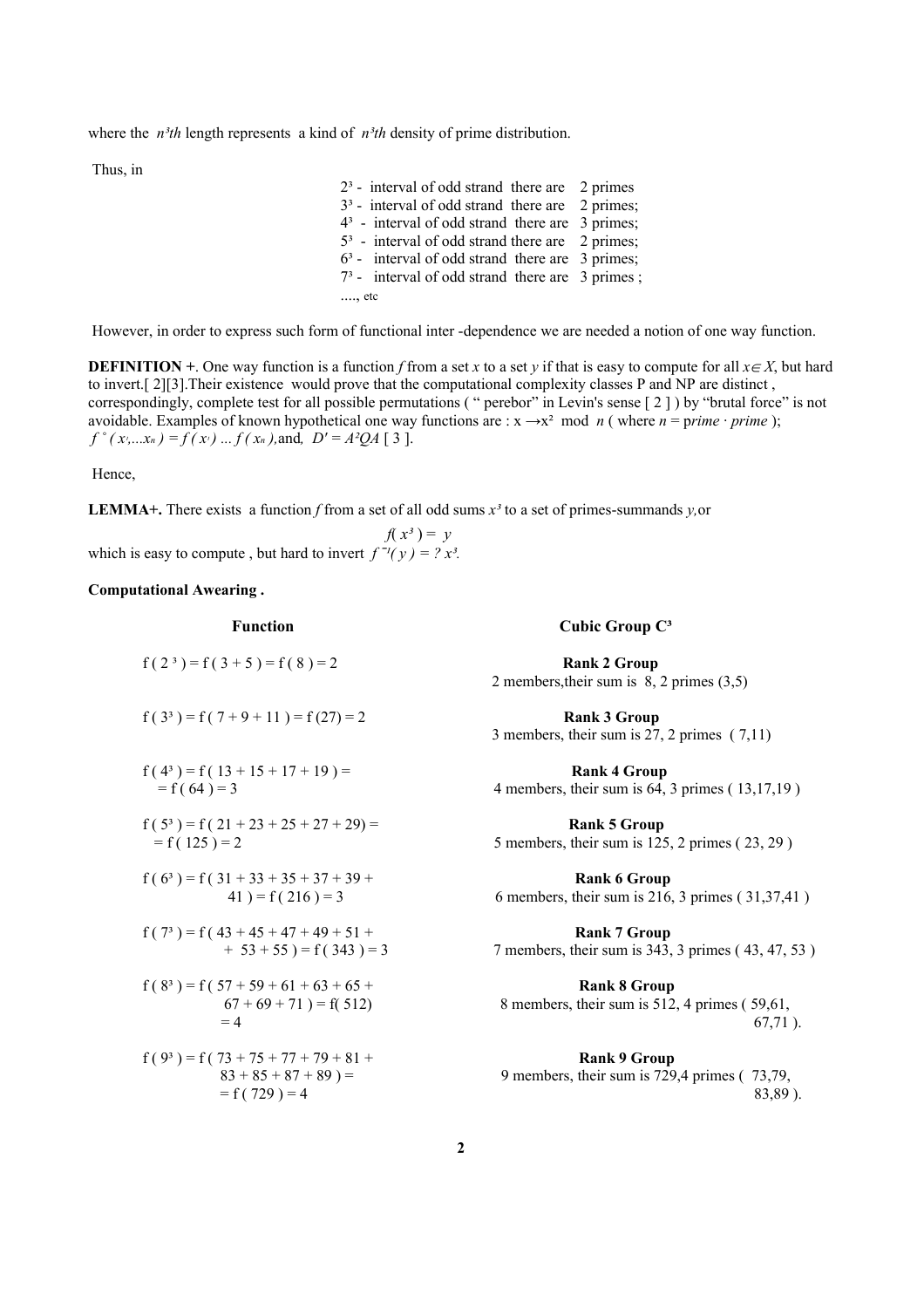where the $n^3th$ length represents a kind of $n^3th$ density of prime distribution.

Thus, in

$2^3$ - interval of odd strand there are 2 primes
$3^3$ - interval of odd strand there are 2 primes;
$4^3$ - interval of odd strand there are 3 primes;
$5^3$ - interval of odd strand there are 2 primes;
$6^3$ - interval of odd strand there are 3 primes;
$7^3$ - interval of odd strand there are 3 primes ;
...., etc

However, in order to express such form of functional inter -dependence we are needed a notion of one way function.

**DEFINITION +**. One way function is a function *f* from a set *x* to a set *y* if that is easy to compute for all $x \in X$, but hard to invert.[ 2][3].Their existence would prove that the computational complexity classes P and NP are distinct , correspondingly, complete test for all possible permutations ( " perebor" in Levin's sense [ 2 ] ) by "brutal force" is not avoidable. Examples of known hypothetical one way functions are : $x \rightarrow x^2 \mod n$ ( where $n$ = p*rime* · *prime* ); $f^{\circ}(x_1,...x_n) = f(x_1) ... f(x_n)$,and, $D' = A^2QA$ [ 3 ].

Hence,

**LEMMA+.** There exists a function *f* from a set of all odd sums $x^3$ to a set of primes-summands *y*,or

$$f(x^3) = y$$

which is easy to compute , but hard to invert $f^{-1}(y) = ?\ x^3$.

**Computational Awearing .**

| **Function** | **Cubic Group C³** |
|---|---|
| $f(2^3) = f(3 + 5) = f(8) = 2$ | **Rank 2 Group** 2 members,their sum is 8, 2 primes (3,5) |
| $f(3^3) = f(7 + 9 + 11) = f(27) = 2$ | **Rank 3 Group** 3 members, their sum is 27, 2 primes (7,11) |
| $f(4^3) = f(13 + 15 + 17 + 19) = f(64) = 3$ | **Rank 4 Group** 4 members, their sum is 64, 3 primes ( 13,17,19 ) |
| $f(5^3) = f(21 + 23 + 25 + 27 + 29) = f(125) = 2$ | **Rank 5 Group** 5 members, their sum is 125, 2 primes ( 23, 29 ) |
| $f(6^3) = f(31 + 33 + 35 + 37 + 39 + 41) = f(216) = 3$ | **Rank 6 Group** 6 members, their sum is 216, 3 primes ( 31,37,41 ) |
| $f(7^3) = f(43 + 45 + 47 + 49 + 51 + 53 + 55) = f(343) = 3$ | **Rank 7 Group** 7 members, their sum is 343, 3 primes ( 43, 47, 53 ) |
| $f(8^3) = f(57 + 59 + 61 + 63 + 65 + 67 + 69 + 71) = f(512) = 4$ | **Rank 8 Group** 8 members, their sum is 512, 4 primes ( 59,61, 67,71 ). |
| $f(9^3) = f(73 + 75 + 77 + 79 + 81 + 83 + 85 + 87 + 89) = f(729) = 4$ | **Rank 9 Group** 9 members, their sum is 729,4 primes ( 73,79, 83,89 ). |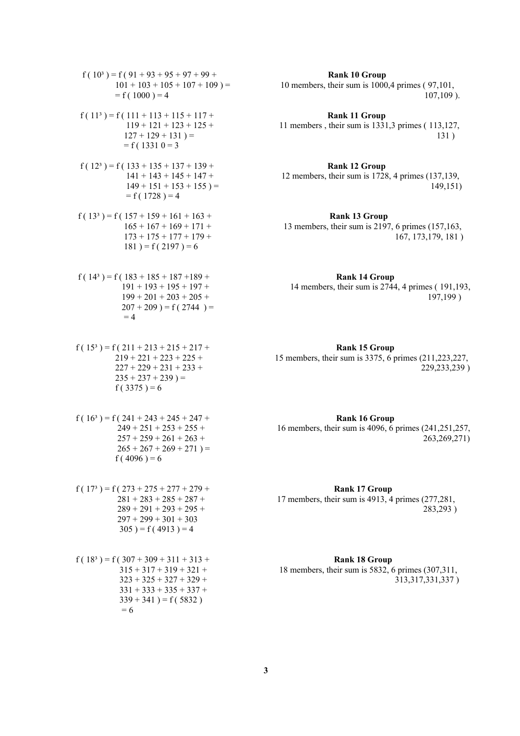$f(10^3) = f(91 + 93 + 95 + 97 + 99 + 101 + 103 + 105 + 107 + 109) = f(1000) = 4$

**Rank 10 Group**

10 members, their sum is 1000,4 primes ( 97,101, 107,109 ).

$f(11^3) = f(111 + 113 + 115 + 117 + 119 + 121 + 123 + 125 + 127 + 129 + 131) = f(1331\ 0 = 3$

**Rank 11 Group**

11 members , their sum is 1331,3 primes ( 113,127, 131 )

$f(12^3) = f(133 + 135 + 137 + 139 + 141 + 143 + 145 + 147 + 149 + 151 + 153 + 155) = f(1728) = 4$

**Rank 12 Group**

12 members, their sum is 1728, 4 primes (137,139, 149,151)

$f(13^3) = f(157 + 159 + 161 + 163 + 165 + 167 + 169 + 171 + 173 + 175 + 177 + 179 + 181) = f(2197) = 6$

**Rank 13 Group**

13 members, their sum is 2197, 6 primes (157,163, 167, 173,179, 181 )

$f(14^3) = f(183 + 185 + 187 + 189 + 191 + 193 + 195 + 197 + 199 + 201 + 203 + 205 + 207 + 209) = f(2744) = 4$

**Rank 14 Group**

14 members, their sum is 2744, 4 primes ( 191,193, 197,199 )

$f(15^3) = f(211 + 213 + 215 + 217 + 219 + 221 + 223 + 225 + 227 + 229 + 231 + 233 + 235 + 237 + 239) = f(3375) = 6$

**Rank 15 Group**

15 members, their sum is 3375, 6 primes (211,223,227, 229,233,239 )

$f(16^3) = f(241 + 243 + 245 + 247 + 249 + 251 + 253 + 255 + 257 + 259 + 261 + 263 + 265 + 267 + 269 + 271) = f(4096) = 6$

**Rank 16 Group**

16 members, their sum is 4096, 6 primes (241,251,257, 263,269,271)

$f(17^3) = f(273 + 275 + 277 + 279 + 281 + 283 + 285 + 287 + 289 + 291 + 293 + 295 + 297 + 299 + 301 + 303\ 305) = f(4913) = 4$

**Rank 17 Group**

17 members, their sum is 4913, 4 primes (277,281, 283,293 )

$f(18^3) = f(307 + 309 + 311 + 313 + 315 + 317 + 319 + 321 + 323 + 325 + 327 + 329 + 331 + 333 + 335 + 337 + 339 + 341) = f(5832) = 6$

**Rank 18 Group**

18 members, their sum is 5832, 6 primes (307,311, 313,317,331,337 )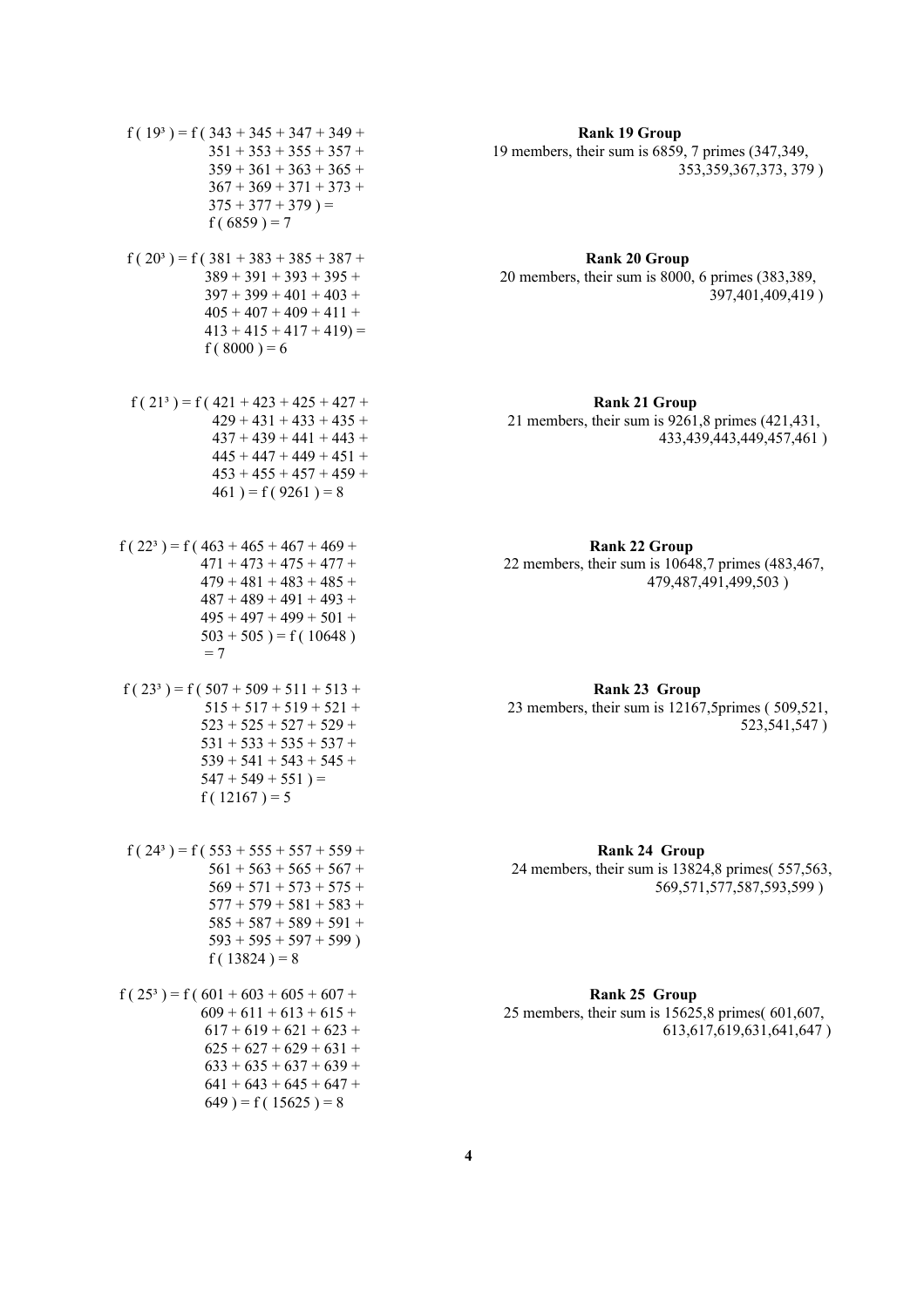$f(19^3) = f(343 + 345 + 347 + 349 + 351 + 353 + 355 + 357 + 359 + 361 + 363 + 365 + 367 + 369 + 371 + 373 + 375 + 377 + 379) = f(6859) = 7$

**Rank 19 Group**

19 members, their sum is 6859, 7 primes (347,349, 353,359,367,373, 379 )

$f(20^3) = f(381 + 383 + 385 + 387 + 389 + 391 + 393 + 395 + 397 + 399 + 401 + 403 + 405 + 407 + 409 + 411 + 413 + 415 + 417 + 419) = f(8000) = 6$

**Rank 20 Group**

20 members, their sum is 8000, 6 primes (383,389, 397,401,409,419 )

$f(21^3) = f(421 + 423 + 425 + 427 + 429 + 431 + 433 + 435 + 437 + 439 + 441 + 443 + 445 + 447 + 449 + 451 + 453 + 455 + 457 + 459 + 461) = f(9261) = 8$

**Rank 21 Group**

21 members, their sum is 9261,8 primes (421,431, 433,439,443,449,457,461 )

$f(22^3) = f(463 + 465 + 467 + 469 + 471 + 473 + 475 + 477 + 479 + 481 + 483 + 485 + 487 + 489 + 491 + 493 + 495 + 497 + 499 + 501 + 503 + 505) = f(10648) = 7$

**Rank 22 Group**

22 members, their sum is 10648,7 primes (483,467, 479,487,491,499,503 )

$f(23^3) = f(507 + 509 + 511 + 513 + 515 + 517 + 519 + 521 + 523 + 525 + 527 + 529 + 531 + 533 + 535 + 537 + 539 + 541 + 543 + 545 + 547 + 549 + 551) = f(12167) = 5$

**Rank 23 Group**

23 members, their sum is 12167,5primes ( 509,521, 523,541,547 )

$f(24^3) = f(553 + 555 + 557 + 559 + 561 + 563 + 565 + 567 + 569 + 571 + 573 + 575 + 577 + 579 + 581 + 583 + 585 + 587 + 589 + 591 + 593 + 595 + 597 + 599)$ $f(13824) = 8$

**Rank 24 Group**

24 members, their sum is 13824,8 primes( 557,563, 569,571,577,587,593,599 )

$f(25^3) = f(601 + 603 + 605 + 607 + 609 + 611 + 613 + 615 + 617 + 619 + 621 + 623 + 625 + 627 + 629 + 631 + 633 + 635 + 637 + 639 + 641 + 643 + 645 + 647 + 649) = f(15625) = 8$

**Rank 25 Group**

25 members, their sum is 15625,8 primes( 601,607, 613,617,619,631,641,647 )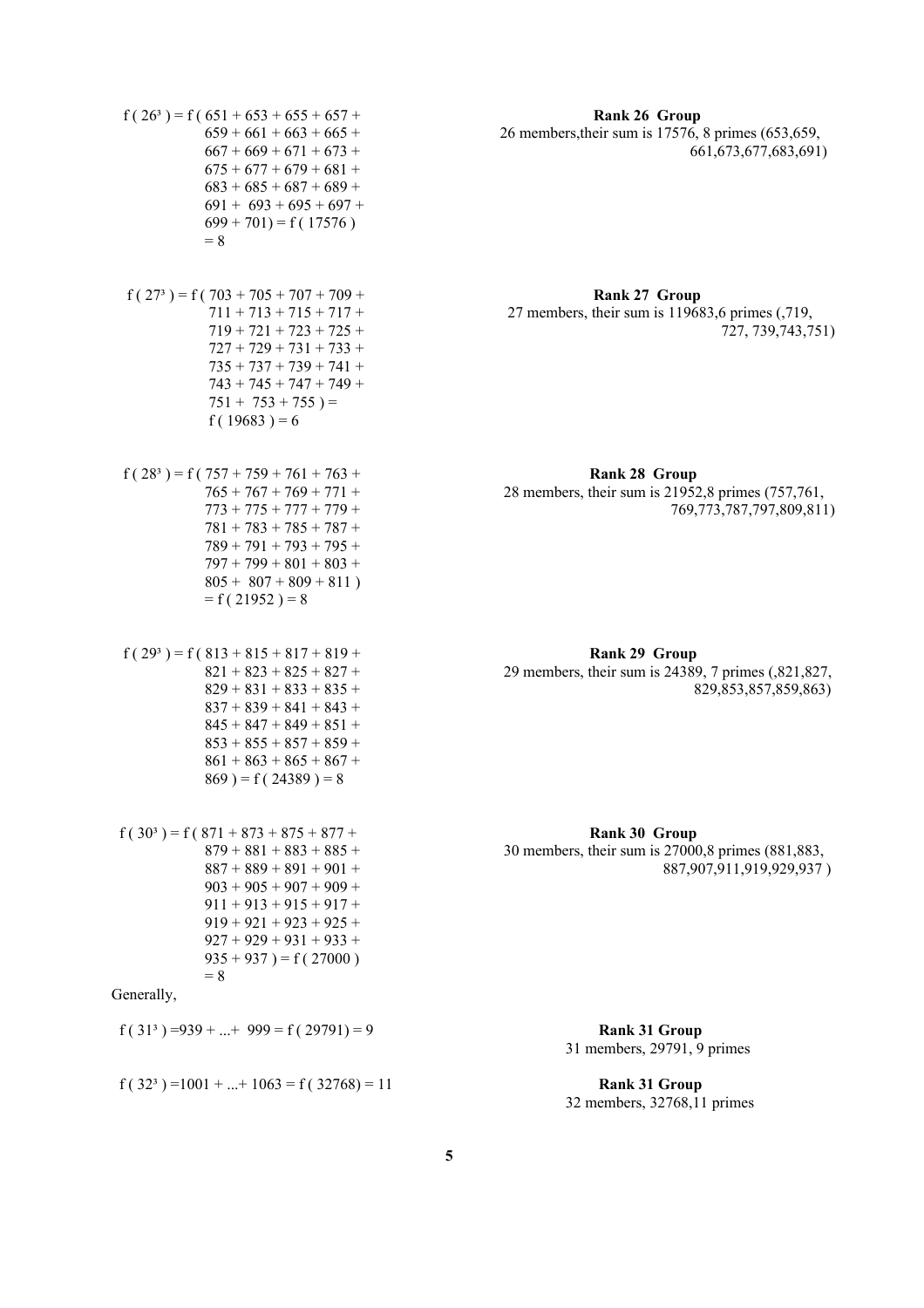$f(26^3) = f(651 + 653 + 655 + 657 + 659 + 661 + 663 + 665 + 667 + 669 + 671 + 673 + 675 + 677 + 679 + 681 + 683 + 685 + 687 + 689 + 691 + 693 + 695 + 697 + 699 + 701) = f(17576) = 8$

**Rank 26 Group**
26 members,their sum is 17576, 8 primes (653,659, 661,673,677,683,691)

$f(27^3) = f(703 + 705 + 707 + 709 + 711 + 713 + 715 + 717 + 719 + 721 + 723 + 725 + 727 + 729 + 731 + 733 + 735 + 737 + 739 + 741 + 743 + 745 + 747 + 749 + 751 + 753 + 755) = f(19683) = 6$

**Rank 27 Group**
27 members, their sum is 119683,6 primes (,719, 727, 739,743,751)

$f(28^3) = f(757 + 759 + 761 + 763 + 765 + 767 + 769 + 771 + 773 + 775 + 777 + 779 + 781 + 783 + 785 + 787 + 789 + 791 + 793 + 795 + 797 + 799 + 801 + 803 + 805 + 807 + 809 + 811) = f(21952) = 8$

**Rank 28 Group**
28 members, their sum is 21952,8 primes (757,761, 769,773,787,797,809,811)

$f(29^3) = f(813 + 815 + 817 + 819 + 821 + 823 + 825 + 827 + 829 + 831 + 833 + 835 + 837 + 839 + 841 + 843 + 845 + 847 + 849 + 851 + 853 + 855 + 857 + 859 + 861 + 863 + 865 + 867 + 869) = f(24389) = 8$

**Rank 29 Group**
29 members, their sum is 24389, 7 primes (,821,827, 829,853,857,859,863)

$f(30^3) = f(871 + 873 + 875 + 877 + 879 + 881 + 883 + 885 + 887 + 889 + 891 + 901 + 903 + 905 + 907 + 909 + 911 + 913 + 915 + 917 + 919 + 921 + 923 + 925 + 927 + 929 + 931 + 933 + 935 + 937) = f(27000) = 8$

**Rank 30 Group**
30 members, their sum is 27000,8 primes (881,883, 887,907,911,919,929,937 )

Generally,

$f(31^3) = 939 + ... + 999 = f(29791) = 9$

**Rank 31 Group**
31 members, 29791, 9 primes

$f(32^3) = 1001 + ... + 1063 = f(32768) = 11$

**Rank 31 Group**
32 members, 32768,11 primes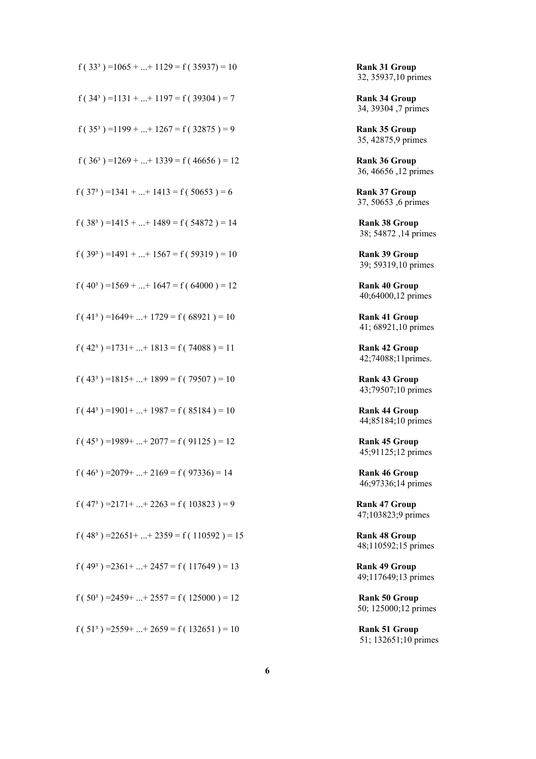$f(33^3) = 1065 + ...+ 1129 = f(35937) = 10$ **Rank 31 Group** 32, 35937,10 primes

$f(34^3) = 1131 + ...+ 1197 = f(39304) = 7$ **Rank 34 Group** 34, 39304 ,7 primes

$f(35^3) = 1199 + ...+ 1267 = f(32875) = 9$ **Rank 35 Group** 35, 42875,9 primes

$f(36^3) = 1269 + ...+ 1339 = f(46656) = 12$ **Rank 36 Group** 36, 46656 ,12 primes

$f(37^3) = 1341 + ...+ 1413 = f(50653) = 6$ **Rank 37 Group** 37, 50653 ,6 primes

$f(38^3) = 1415 + ...+ 1489 = f(54872) = 14$ **Rank 38 Group** 38; 54872 ,14 primes

$f(39^3) = 1491 + ...+ 1567 = f(59319) = 10$ **Rank 39 Group** 39; 59319,10 primes

$f(40^3) = 1569 + ...+ 1647 = f(64000) = 12$ **Rank 40 Group** 40;64000,12 primes

$f(41^3) = 1649 + ...+ 1729 = f(68921) = 10$ **Rank 41 Group** 41; 68921,10 primes

$f(42^3) = 1731 + ...+ 1813 = f(74088) = 11$ **Rank 42 Group** 42;74088;11primes.

$f(43^3) = 1815 + ...+ 1899 = f(79507) = 10$ **Rank 43 Group** 43;79507;10 primes

$f(44^3) = 1901 + ...+ 1987 = f(85184) = 10$ **Rank 44 Group** 44;85184;10 primes

$f(45^3) = 1989 + ...+ 2077 = f(91125) = 12$ **Rank 45 Group** 45;91125;12 primes

$f(46^3) = 2079 + ...+ 2169 = f(97336) = 14$ **Rank 46 Group** 46;97336;14 primes

$f(47^3) = 2171 + ...+ 2263 = f(103823) = 9$ **Rank 47 Group** 47;103823;9 primes

$f(48^3) = 22651 + ...+ 2359 = f(110592) = 15$ **Rank 48 Group** 48;110592;15 primes

$f(49^3) = 2361 + ...+ 2457 = f(117649) = 13$ **Rank 49 Group** 49;117649;13 primes

$f(50^3) = 2459 + ...+ 2557 = f(125000) = 12$ **Rank 50 Group** 50; 125000;12 primes

$f(51^3) = 2559 + ...+ 2659 = f(132651) = 10$ **Rank 51 Group** 51; 132651;10 primes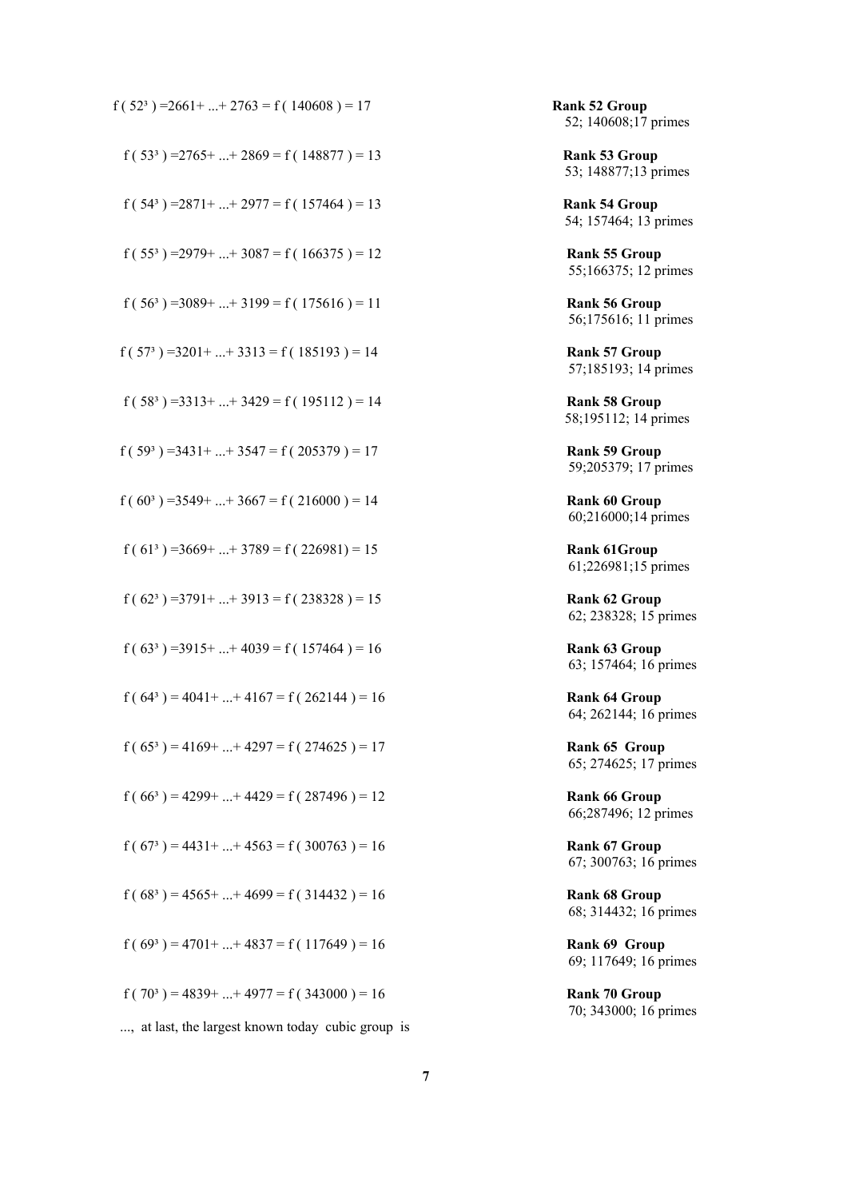$f(52^3) = 2661 + ... + 2763 = f(140608) = 17$ **Rank 52 Group** 52; 140608;17 primes

$f(53^3) = 2765 + ... + 2869 = f(148877) = 13$ **Rank 53 Group** 53; 148877;13 primes

$f(54^3) = 2871 + ... + 2977 = f(157464) = 13$ **Rank 54 Group** 54; 157464; 13 primes

$f(55^3) = 2979 + ... + 3087 = f(166375) = 12$ **Rank 55 Group** 55;166375; 12 primes

$f(56^3) = 3089 + ... + 3199 = f(175616) = 11$ **Rank 56 Group** 56;175616; 11 primes

$f(57^3) = 3201 + ... + 3313 = f(185193) = 14$ **Rank 57 Group** 57;185193; 14 primes

$f(58^3) = 3313 + ... + 3429 = f(195112) = 14$ **Rank 58 Group** 58;195112; 14 primes

$f(59^3) = 3431 + ... + 3547 = f(205379) = 17$ **Rank 59 Group** 59;205379; 17 primes

$f(60^3) = 3549 + ... + 3667 = f(216000) = 14$ **Rank 60 Group** 60;216000;14 primes

$f(61^3) = 3669 + ... + 3789 = f(226981) = 15$ **Rank 61Group** 61;226981;15 primes

$f(62^3) = 3791 + ... + 3913 = f(238328) = 15$ **Rank 62 Group** 62; 238328; 15 primes

$f(63^3) = 3915 + ... + 4039 = f(157464) = 16$ **Rank 63 Group** 63; 157464; 16 primes

$f(64^3) = 4041 + ... + 4167 = f(262144) = 16$ **Rank 64 Group** 64; 262144; 16 primes

$f(65^3) = 4169 + ... + 4297 = f(274625) = 17$ **Rank 65 Group** 65; 274625; 17 primes

$f(66^3) = 4299 + ... + 4429 = f(287496) = 12$ **Rank 66 Group** 66;287496; 12 primes

$f(67^3) = 4431 + ... + 4563 = f(300763) = 16$ **Rank 67 Group** 67; 300763; 16 primes

$f(68^3) = 4565 + ... + 4699 = f(314432) = 16$ **Rank 68 Group** 68; 314432; 16 primes

$f(69^3) = 4701 + ... + 4837 = f(117649) = 16$ **Rank 69 Group** 69; 117649; 16 primes

$f(70^3) = 4839 + ... + 4977 = f(343000) = 16$ **Rank 70 Group** 70; 343000; 16 primes

..., at last, the largest known today cubic group is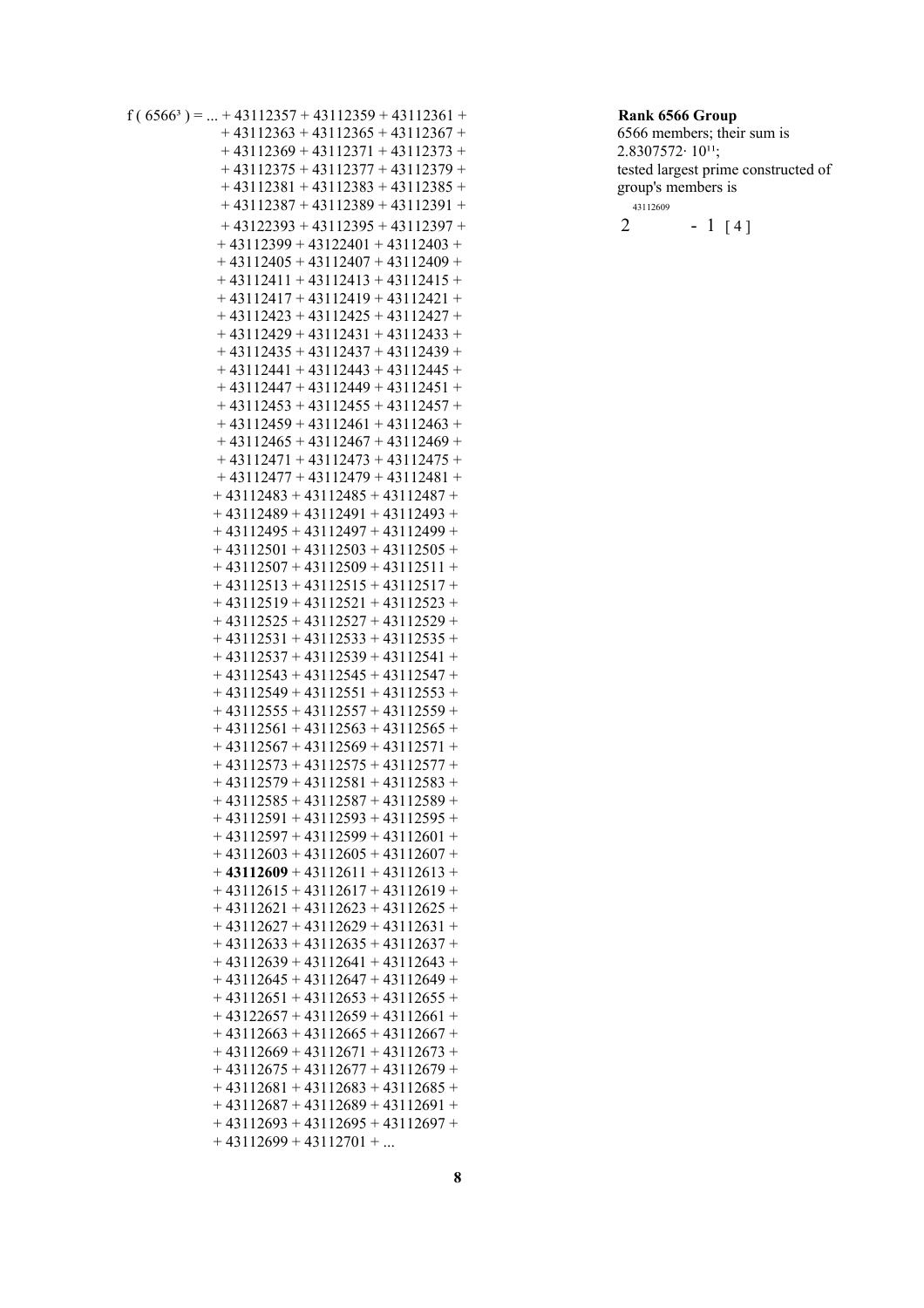f ( $6566^3$ ) = ... + 43112357 + 43112359 + 43112361 +
+ 43112363 + 43112365 + 43112367 +
+ 43112369 + 43112371 + 43112373 +
+ 43112375 + 43112377 + 43112379 +
+ 43112381 + 43112383 + 43112385 +
+ 43112387 + 43112389 + 43112391 +
+ 43122393 + 43112395 + 43112397 +
+ 43112399 + 43122401 + 43112403 +
+ 43112405 + 43112407 + 43112409 +
+ 43112411 + 43112413 + 43112415 +
+ 43112417 + 43112419 + 43112421 +
+ 43112423 + 43112425 + 43112427 +
+ 43112429 + 43112431 + 43112433 +
+ 43112435 + 43112437 + 43112439 +
+ 43112441 + 43112443 + 43112445 +
+ 43112447 + 43112449 + 43112451 +
+ 43112453 + 43112455 + 43112457 +
+ 43112459 + 43112461 + 43112463 +
+ 43112465 + 43112467 + 43112469 +
+ 43112471 + 43112473 + 43112475 +
+ 43112477 + 43112479 + 43112481 +
+ 43112483 + 43112485 + 43112487 +
+ 43112489 + 43112491 + 43112493 +
+ 43112495 + 43112497 + 43112499 +
+ 43112501 + 43112503 + 43112505 +
+ 43112507 + 43112509 + 43112511 +
+ 43112513 + 43112515 + 43112517 +
+ 43112519 + 43112521 + 43112523 +
+ 43112525 + 43112527 + 43112529 +
+ 43112531 + 43112533 + 43112535 +
+ 43112537 + 43112539 + 43112541 +
+ 43112543 + 43112545 + 43112547 +
+ 43112549 + 43112551 + 43112553 +
+ 43112555 + 43112557 + 43112559 +
+ 43112561 + 43112563 + 43112565 +
+ 43112567 + 43112569 + 43112571 +
+ 43112573 + 43112575 + 43112577 +
+ 43112579 + 43112581 + 43112583 +
+ 43112585 + 43112587 + 43112589 +
+ 43112591 + 43112593 + 43112595 +
+ 43112597 + 43112599 + 43112601 +
+ 43112603 + 43112605 + 43112607 +
+ **43112609** + 43112611 + 43112613 +
+ 43112615 + 43112617 + 43112619 +
+ 43112621 + 43112623 + 43112625 +
+ 43112627 + 43112629 + 43112631 +
+ 43112633 + 43112635 + 43112637 +
+ 43112639 + 43112641 + 43112643 +
+ 43112645 + 43112647 + 43112649 +
+ 43112651 + 43112653 + 43112655 +
+ 43122657 + 43112659 + 43112661 +
+ 43112663 + 43112665 + 43112667 +
+ 43112669 + 43112671 + 43112673 +
+ 43112675 + 43112677 + 43112679 +
+ 43112681 + 43112683 + 43112685 +
+ 43112687 + 43112689 + 43112691 +
+ 43112693 + 43112695 + 43112697 +
+ 43112699 + 43112701 + ...

**Rank 6566 Group**

6566 members; their sum is $2.8307572 \cdot 10^{11}$;
tested largest prime constructed of group's members is

$2^{43112609} - 1$ [4]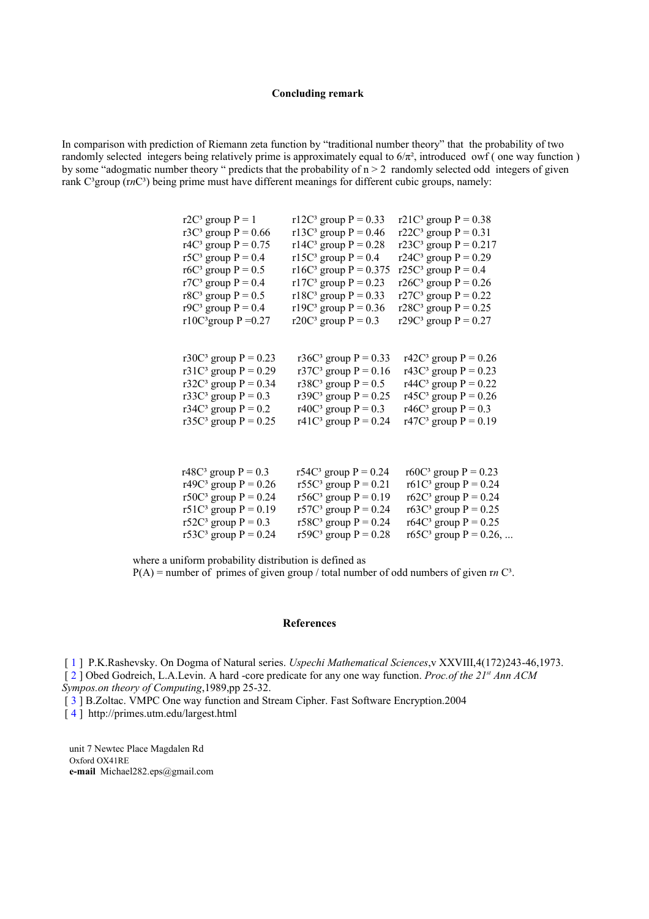## Concluding remark

In comparison with prediction of Riemann zeta function by "traditional number theory" that the probability of two randomly selected integers being relatively prime is approximately equal to $6/\pi^2$, introduced owf ( one way function ) by some "adogmatic number theory " predicts that the probability of $n > 2$ randomly selected odd integers of given rank $C^3$group ($rnC^3$) being prime must have different meanings for different cubic groups, namely:

| | | |
|---|---|---|
| $r2C^3$ group P = 1 | $r12C^3$ group P = 0.33 | $r21C^3$ group P = 0.38 |
| $r3C^3$ group P = 0.66 | $r13C^3$ group P = 0.46 | $r22C^3$ group P = 0.31 |
| $r4C^3$ group P = 0.75 | $r14C^3$ group P = 0.28 | $r23C^3$ group P = 0.217 |
| $r5C^3$ group P = 0.4 | $r15C^3$ group P = 0.4 | $r24C^3$ group P = 0.29 |
| $r6C^3$ group P = 0.5 | $r16C^3$ group P = 0.375 | $r25C^3$ group P = 0.4 |
| $r7C^3$ group P = 0.4 | $r17C^3$ group P = 0.23 | $r26C^3$ group P = 0.26 |
| $r8C^3$ group P = 0.5 | $r18C^3$ group P = 0.33 | $r27C^3$ group P = 0.22 |
| $r9C^3$ group P = 0.4 | $r19C^3$ group P = 0.36 | $r28C^3$ group P = 0.25 |
| $r10C^3$group P =0.27 | $r20C^3$ group P = 0.3 | $r29C^3$ group P = 0.27 |
| | | |
| $r30C^3$ group P = 0.23 | $r36C^3$ group P = 0.33 | $r42C^3$ group P = 0.26 |
| $r31C^3$ group P = 0.29 | $r37C^3$ group P = 0.16 | $r43C^3$ group P = 0.23 |
| $r32C^3$ group P = 0.34 | $r38C^3$ group P = 0.5 | $r44C^3$ group P = 0.22 |
| $r33C^3$ group P = 0.3 | $r39C^3$ group P = 0.25 | $r45C^3$ group P = 0.26 |
| $r34C^3$ group P = 0.2 | $r40C^3$ group P = 0.3 | $r46C^3$ group P = 0.3 |
| $r35C^3$ group P = 0.25 | $r41C^3$ group P = 0.24 | $r47C^3$ group P = 0.19 |
| | | |
| $r48C^3$ group P = 0.3 | $r54C^3$ group P = 0.24 | $r60C^3$ group P = 0.23 |
| $r49C^3$ group P = 0.26 | $r55C^3$ group P = 0.21 | $r61C^3$ group P = 0.24 |
| $r50C^3$ group P = 0.24 | $r56C^3$ group P = 0.19 | $r62C^3$ group P = 0.24 |
| $r51C^3$ group P = 0.19 | $r57C^3$ group P = 0.24 | $r63C^3$ group P = 0.25 |
| $r52C^3$ group P = 0.3 | $r58C^3$ group P = 0.24 | $r64C^3$ group P = 0.25 |
| $r53C^3$ group P = 0.24 | $r59C^3$ group P = 0.28 | $r65C^3$ group P = 0.26, ... |

where a uniform probability distribution is defined as
P(A) = number of primes of given group / total number of odd numbers of given $rn\ C^3$.

## References

[ 1 ] P.K.Rashevsky. On Dogma of Natural series. *Uspechi Mathematical Sciences*,v XXVIII,4(172)243-46,1973.
[ 2 ] Obed Godreich, L.A.Levin. A hard -core predicate for any one way function. *Proc.of the 21st Ann ACM Sympos.on theory of Computing*,1989,pp 25-32.
[ 3 ] B.Zoltac. VMPC One way function and Stream Cipher. Fast Software Encryption.2004
[ 4 ] http://primes.utm.edu/largest.html

unit 7 Newtec Place Magdalen Rd
Oxford OX41RE
**e-mail** Michael282.eps@gmail.com